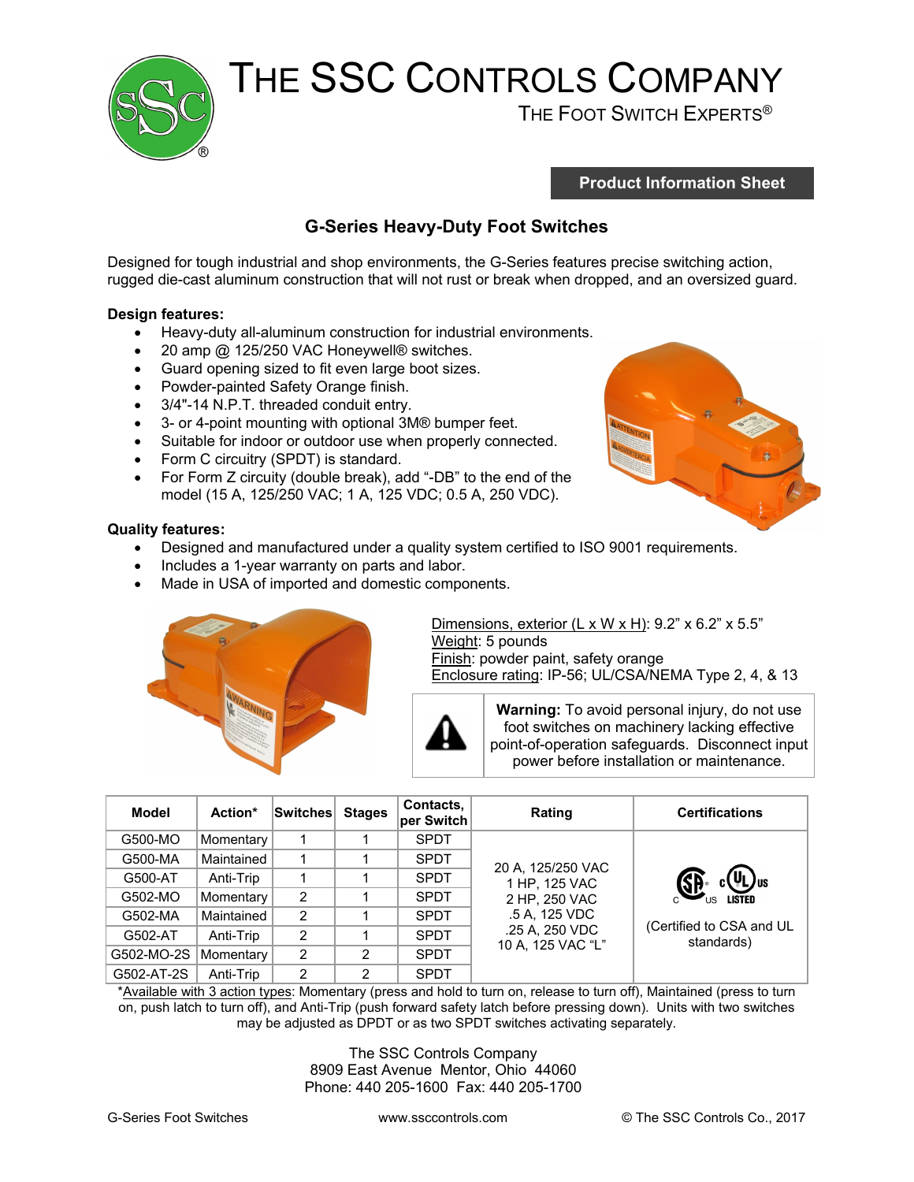# THE SSC CONTROLS COMPANY

THE FOOT SWITCH EXPERTS®

**Product Information Sheet**

## G-Series Heavy-Duty Foot Switches

Designed for tough industrial and shop environments, the G-Series features precise switching action, rugged die-cast aluminum construction that will not rust or break when dropped, and an oversized guard.

**Design features:**

- Heavy-duty all-aluminum construction for industrial environments.
- 20 amp @ 125/250 VAC Honeywell® switches.
- Guard opening sized to fit even large boot sizes.
- Powder-painted Safety Orange finish.
- 3/4"-14 N.P.T. threaded conduit entry.
- 3- or 4-point mounting with optional 3M® bumper feet.
- Suitable for indoor or outdoor use when properly connected.
- Form C circuitry (SPDT) is standard.
- For Form Z circuitry (double break), add "-DB" to the end of the model (15 A, 125/250 VAC; 1 A, 125 VDC; 0.5 A, 250 VDC).

**Quality features:**

- Designed and manufactured under a quality system certified to ISO 9001 requirements.
- Includes a 1-year warranty on parts and labor.
- Made in USA of imported and domestic components.

Dimensions, exterior (L x W x H): 9.2" x 6.2" x 5.5"
Weight: 5 pounds
Finish: powder paint, safety orange
Enclosure rating: IP-56; UL/CSA/NEMA Type 2, 4, & 13

**Warning:** To avoid personal injury, do not use foot switches on machinery lacking effective point-of-operation safeguards. Disconnect input power before installation or maintenance.

| Model | Action* | Switches | Stages | Contacts, per Switch | Rating | Certifications |
|---|---|---|---|---|---|---|
| G500-MO | Momentary | 1 | 1 | SPDT | 20 A, 125/250 VAC<br>1 HP, 125 VAC<br>2 HP, 250 VAC<br>.5 A, 125 VDC<br>.25 A, 250 VDC<br>10 A, 125 VAC "L" | c SP us, c UL us LISTED<br>(Certified to CSA and UL standards) |
| G500-MA | Maintained | 1 | 1 | SPDT | | |
| G500-AT | Anti-Trip | 1 | 1 | SPDT | | |
| G502-MO | Momentary | 2 | 1 | SPDT | | |
| G502-MA | Maintained | 2 | 1 | SPDT | | |
| G502-AT | Anti-Trip | 2 | 1 | SPDT | | |
| G502-MO-2S | Momentary | 2 | 2 | SPDT | | |
| G502-AT-2S | Anti-Trip | 2 | 2 | SPDT | | |

*Available with 3 action types: Momentary (press and hold to turn on, release to turn off), Maintained (press to turn on, push latch to turn off), and Anti-Trip (push forward safety latch before pressing down). Units with two switches may be adjusted as DPDT or as two SPDT switches activating separately.

The SSC Controls Company
8909 East Avenue Mentor, Ohio 44060
Phone: 440 205-1600 Fax: 440 205-1700

www.ssccontrols.com © The SSC Controls Co., 2017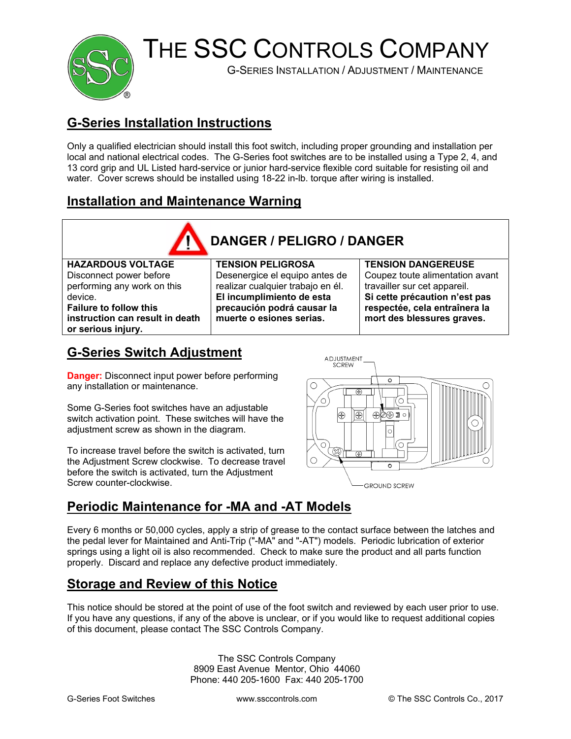# THE SSC CONTROLS COMPANY

G-SERIES INSTALLATION / ADJUSTMENT / MAINTENANCE

## G-Series Installation Instructions

Only a qualified electrician should install this foot switch, including proper grounding and installation per local and national electrical codes. The G-Series foot switches are to be installed using a Type 2, 4, and 13 cord grip and UL Listed hard-service or junior hard-service flexible cord suitable for resisting oil and water. Cover screws should be installed using 18-22 in-lb. torque after wiring is installed.

## Installation and Maintenance Warning

| DANGER / PELIGRO / DANGER | | |
|---|---|---|
| **HAZARDOUS VOLTAGE** Disconnect power before performing any work on this device. **Failure to follow this instruction can result in death or serious injury.** | **TENSION PELIGROSA** Desenergice el equipo antes de realizar cualquier trabajo en él. **El incumplimiento de esta precaución podrá causar la muerte o esiones serias.** | **TENSION DANGEREUSE** Coupez toute alimentation avant travailler sur cet appareil. **Si cette précaution n'est pas respectée, cela entraînera la mort des blessures graves.** |

## G-Series Switch Adjustment

**Danger:** Disconnect input power before performing any installation or maintenance.

Some G-Series foot switches have an adjustable switch activation point. These switches will have the adjustment screw as shown in the diagram.

To increase travel before the switch is activated, turn the Adjustment Screw clockwise. To decrease travel before the switch is activated, turn the Adjustment Screw counter-clockwise.

ADJUSTMENT SCREW

GROUND SCREW

## Periodic Maintenance for -MA and -AT Models

Every 6 months or 50,000 cycles, apply a strip of grease to the contact surface between the latches and the pedal lever for Maintained and Anti-Trip ("-MA" and "-AT") models. Periodic lubrication of exterior springs using a light oil is also recommended. Check to make sure the product and all parts function properly. Discard and replace any defective product immediately.

## Storage and Review of this Notice

This notice should be stored at the point of use of the foot switch and reviewed by each user prior to use. If you have any questions, if any of the above is unclear, or if you would like to request additional copies of this document, please contact The SSC Controls Company.

The SSC Controls Company
8909 East Avenue Mentor, Ohio 44060
Phone: 440 205-1600 Fax: 440 205-1700

G-Series Foot Switches www.ssccontrols.com © The SSC Controls Co., 2017